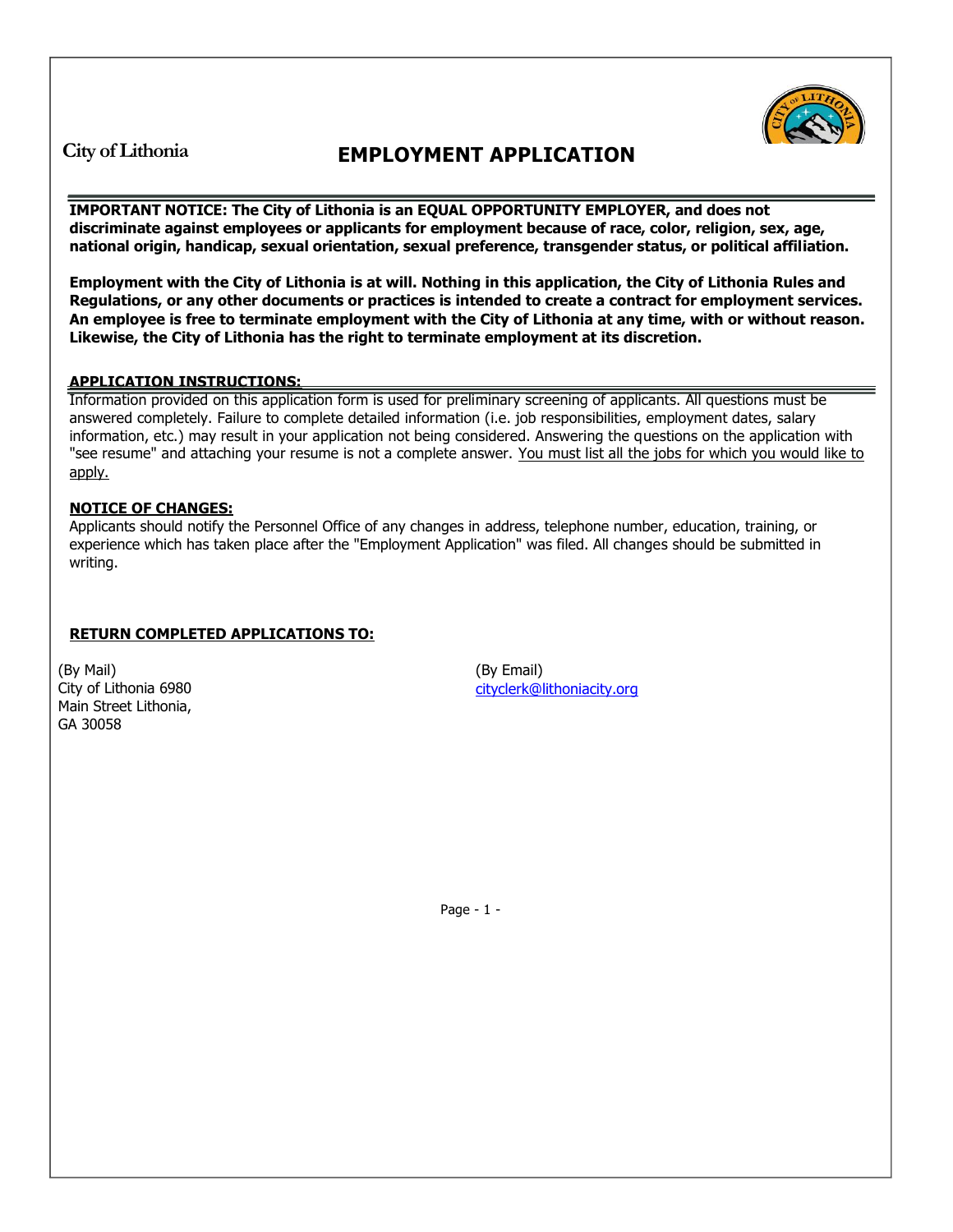City of Lithonia

# EMPLOYMENT APPLICATION

**IMPORTANT NOTICE: The City of Lithonia is an EQUAL OPPORTUNITY EMPLOYER, and does not discriminate against employees or applicants for employment because of race, color, religion, sex, age, national origin, handicap, sexual orientation, sexual preference, transgender status, or political affiliation.**

**Employment with the City of Lithonia is at will. Nothing in this application, the City of Lithonia Rules and Regulations, or any other documents or practices is intended to create a contract for employment services. An employee is free to terminate employment with the City of Lithonia at any time, with or without reason. Likewise, the City of Lithonia has the right to terminate employment at its discretion.**

**APPLICATION INSTRUCTIONS:**

Information provided on this application form is used for preliminary screening of applicants. All questions must be answered completely. Failure to complete detailed information (i.e. job responsibilities, employment dates, salary information, etc.) may result in your application not being considered. Answering the questions on the application with "see resume" and attaching your resume is not a complete answer. You must list all the jobs for which you would like to apply.

**NOTICE OF CHANGES:**

Applicants should notify the Personnel Office of any changes in address, telephone number, education, training, or experience which has taken place after the "Employment Application" was filed. All changes should be submitted in writing.

**RETURN COMPLETED APPLICATIONS TO:**

(By Mail)
City of Lithonia 6980
Main Street Lithonia,
GA 30058

(By Email)
cityclerk@lithoniacity.org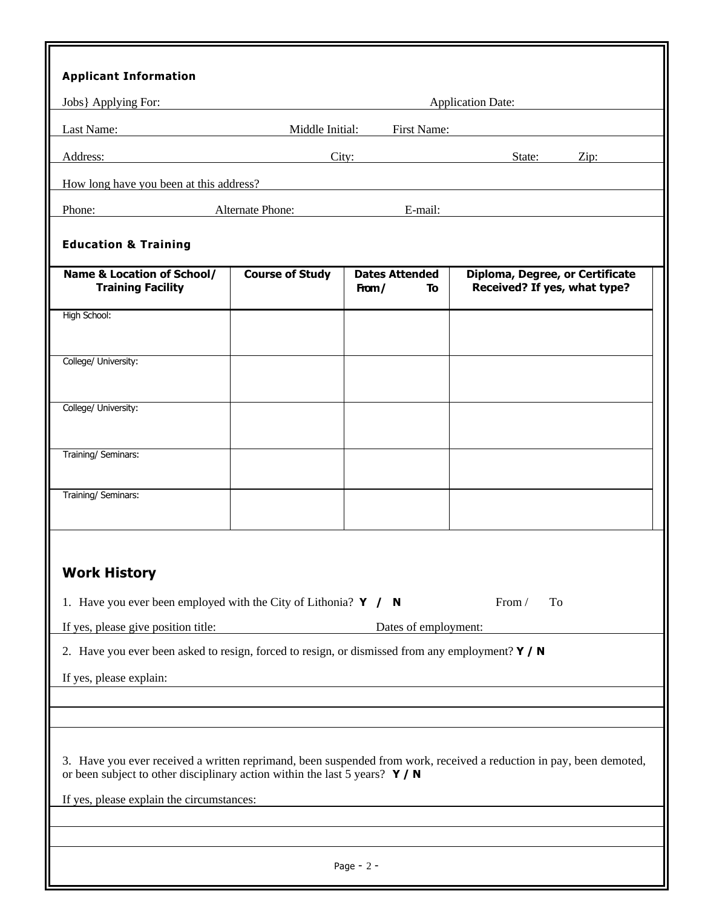**Applicant Information**

Jobs} Applying For: Application Date:

Last Name: Middle Initial: First Name:

Address: City: State: Zip:

How long have you been at this address?

Phone: Alternate Phone: E-mail:

**Education & Training**

| Name & Location of School/ Training Facility | Course of Study | Dates Attended From / To | Diploma, Degree, or Certificate Received? If yes, what type? |
| --- | --- | --- | --- |
| High School: | | | |
| College/ University: | | | |
| College/ University: | | | |
| Training/ Seminars: | | | |
| Training/ Seminars: | | | |

## Work History

1. Have you ever been employed with the City of Lithonia? **Y / N** From / To

If yes, please give position title: Dates of employment:

2. Have you ever been asked to resign, forced to resign, or dismissed from any employment? **Y / N**

If yes, please explain:

3. Have you ever received a written reprimand, been suspended from work, received a reduction in pay, been demoted, or been subject to other disciplinary action within the last 5 years? **Y / N**

If yes, please explain the circumstances: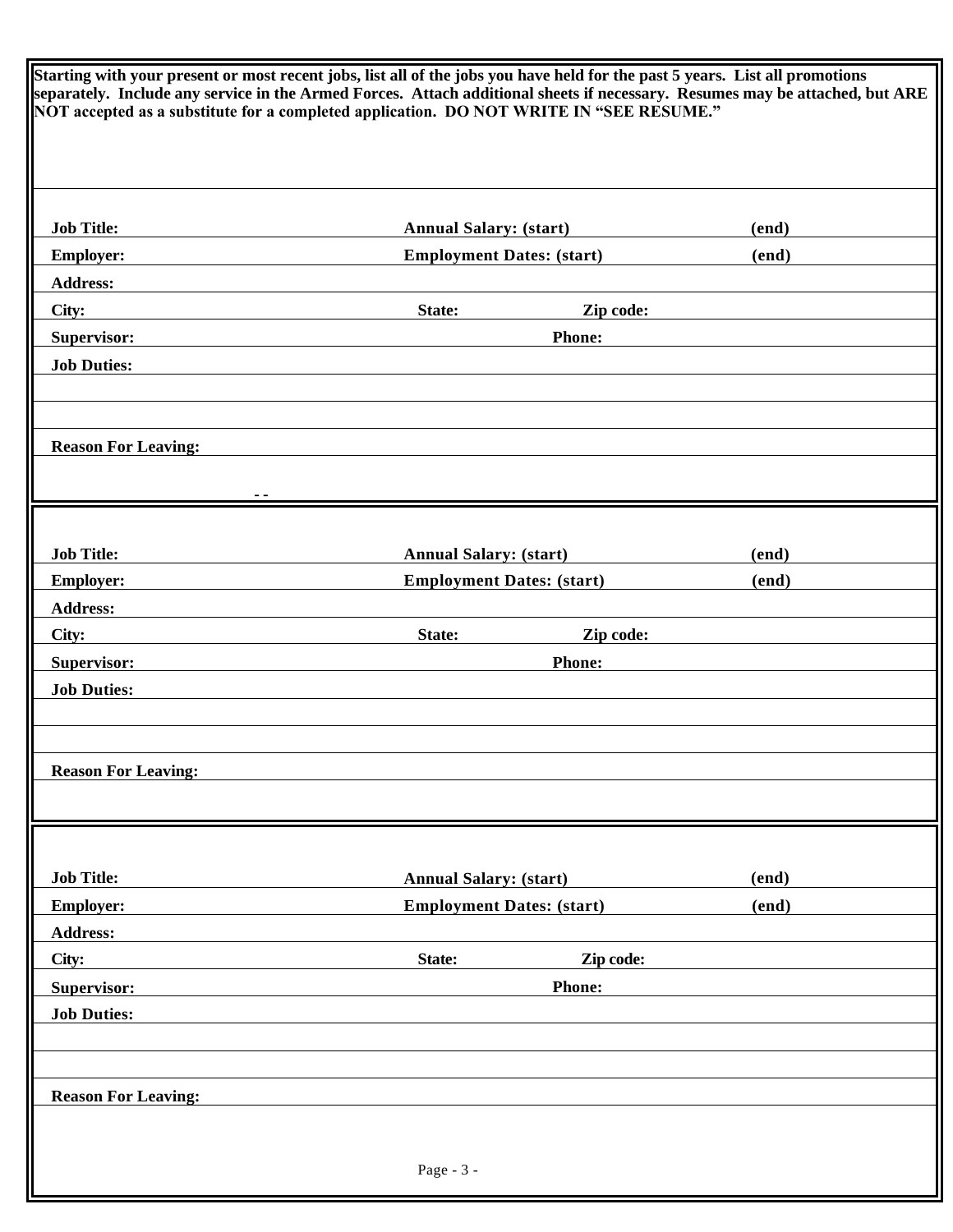**Starting with your present or most recent jobs, list all of the jobs you have held for the past 5 years. List all promotions separately. Include any service in the Armed Forces. Attach additional sheets if necessary. Resumes may be attached, but ARE NOT accepted as a substitute for a completed application. DO NOT WRITE IN "SEE RESUME."**

**Job Title:** **Annual Salary: (start)** **(end)**

**Employer:** **Employment Dates: (start)** **(end)**

**Address:**

**City:** **State:** **Zip code:**

**Supervisor:** **Phone:**

**Job Duties:**

**Reason For Leaving:**

- -

---

**Job Title:** **Annual Salary: (start)** **(end)**

**Employer:** **Employment Dates: (start)** **(end)**

**Address:**

**City:** **State:** **Zip code:**

**Supervisor:** **Phone:**

**Job Duties:**

**Reason For Leaving:**

---

**Job Title:** **Annual Salary: (start)** **(end)**

**Employer:** **Employment Dates: (start)** **(end)**

**Address:**

**City:** **State:** **Zip code:**

**Supervisor:** **Phone:**

**Job Duties:**

**Reason For Leaving:**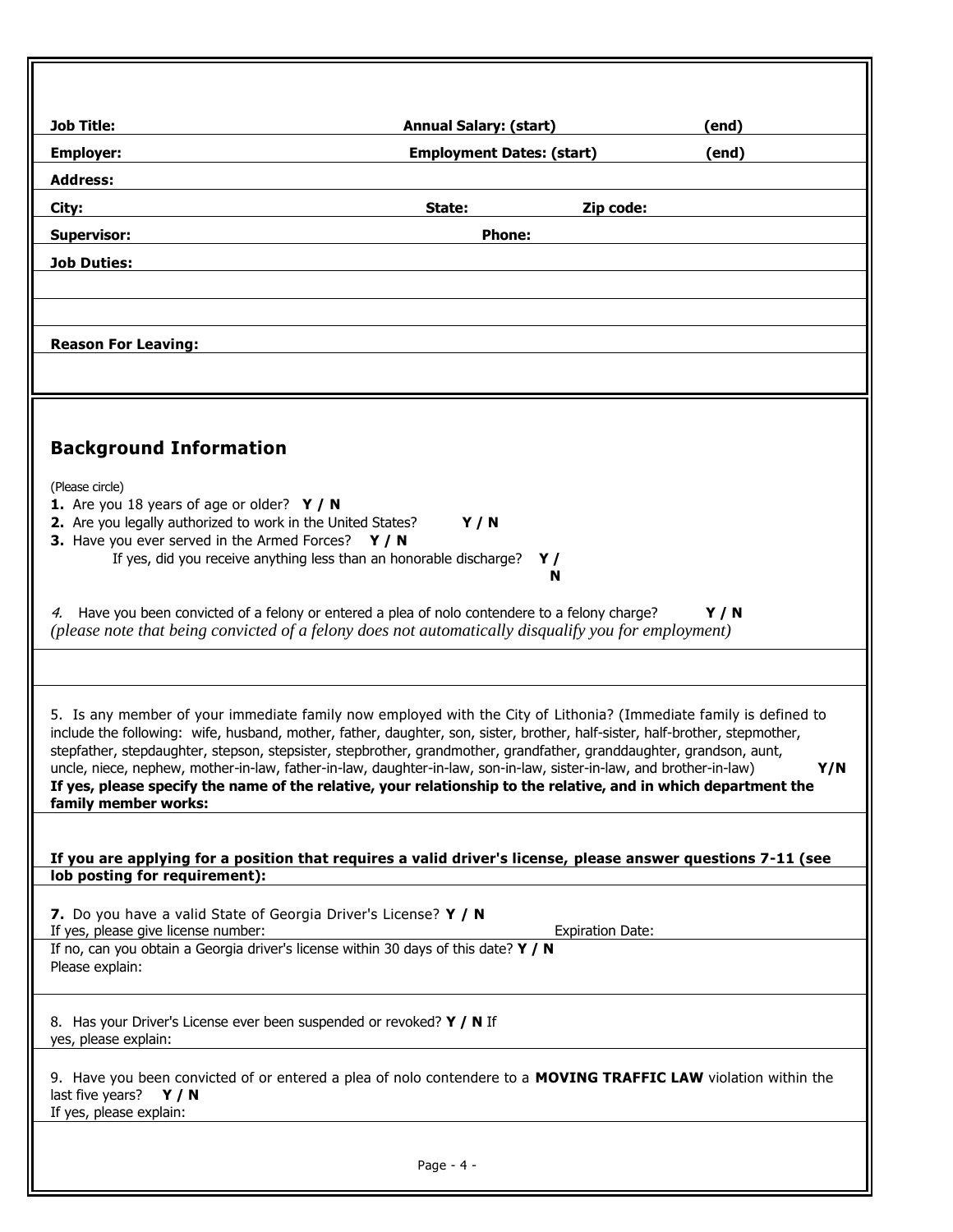**Job Title:** **Annual Salary: (start)** **(end)**

**Employer:** **Employment Dates: (start)** **(end)**

**Address:**

**City:** **State:** **Zip code:**

**Supervisor:** **Phone:**

**Job Duties:**

**Reason For Leaving:**

## Background Information

(Please circle)

**1.** Are you 18 years of age or older? **Y / N**

**2.** Are you legally authorized to work in the United States? **Y / N**

**3.** Have you ever served in the Armed Forces? **Y / N**

If yes, did you receive anything less than an honorable discharge? **Y / N**

*4.* Have you been convicted of a felony or entered a plea of nolo contendere to a felony charge? **Y / N**
*(please note that being convicted of a felony does not automatically disqualify you for employment)*

5. Is any member of your immediate family now employed with the City of Lithonia? (Immediate family is defined to include the following: wife, husband, mother, father, daughter, son, sister, brother, half-sister, half-brother, stepmother, stepfather, stepdaughter, stepson, stepsister, stepbrother, grandmother, grandfather, granddaughter, grandson, aunt, uncle, niece, nephew, mother-in-law, father-in-law, daughter-in-law, son-in-law, sister-in-law, and brother-in-law) **Y/N**
**If yes, please specify the name of the relative, your relationship to the relative, and in which department the family member works:**

**If you are applying for a position that requires a valid driver's license, please answer questions 7-11 (see lob posting for requirement):**

**7.** Do you have a valid State of Georgia Driver's License? **Y / N**
If yes, please give license number: Expiration Date:
If no, can you obtain a Georgia driver's license within 30 days of this date? **Y / N**
Please explain:

8. Has your Driver's License ever been suspended or revoked? **Y / N** If yes, please explain:

9. Have you been convicted of or entered a plea of nolo contendere to a **MOVING TRAFFIC LAW** violation within the last five years? **Y / N**
If yes, please explain: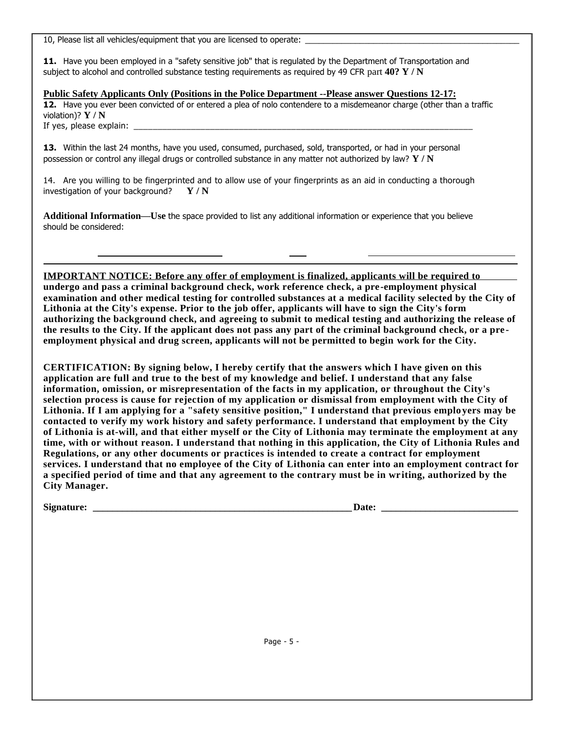10, Please list all vehicles/equipment that you are licensed to operate: ________________________________________________

**11.** Have you been employed in a "safety sensitive job" that is regulated by the Department of Transportation and subject to alcohol and controlled substance testing requirements as required by 49 CFR part **40? Y / N**

**Public Safety Applicants Only (Positions in the Police Department --Please answer Questions 12-17:**

**12.** Have you ever been convicted of or entered a plea of nolo contendere to a misdemeanor charge (other than a traffic violation)? **Y / N**

If yes, please explain: ________________________________________________________________________________

**13.** Within the last 24 months, have you used, consumed, purchased, sold, transported, or had in your personal possession or control any illegal drugs or controlled substance in any matter not authorized by law? **Y / N**

14. Are you willing to be fingerprinted and to allow use of your fingerprints as an aid in conducting a thorough investigation of your background? **Y / N**

**Additional Information—Use** the space provided to list any additional information or experience that you believe should be considered:

**IMPORTANT NOTICE: Before any offer of employment is finalized, applicants will be required to undergo and pass a criminal background check, work reference check, a pre-employment physical examination and other medical testing for controlled substances at a medical facility selected by the City of Lithonia at the City's expense. Prior to the job offer, applicants will have to sign the City's form authorizing the background check, and agreeing to submit to medical testing and authorizing the release of the results to the City. If the applicant does not pass any part of the criminal background check, or a pre-employment physical and drug screen, applicants will not be permitted to begin work for the City.**

**CERTIFICATION: By signing below, I hereby certify that the answers which I have given on this application are full and true to the best of my knowledge and belief. I understand that any false information, omission, or misrepresentation of the facts in my application, or throughout the City's selection process is cause for rejection of my application or dismissal from employment with the City of Lithonia. If I am applying for a "safety sensitive position," I understand that previous employers may be contacted to verify my work history and safety performance. I understand that employment by the City of Lithonia is at-will, and that either myself or the City of Lithonia may terminate the employment at any time, with or without reason. I understand that nothing in this application, the City of Lithonia Rules and Regulations, or any other documents or practices is intended to create a contract for employment services. I understand that no employee of the City of Lithonia can enter into an employment contract for a specified period of time and that any agreement to the contrary must be in writing, authorized by the City Manager.**

**Signature:** ______________________________________________________ **Date:** ___________________________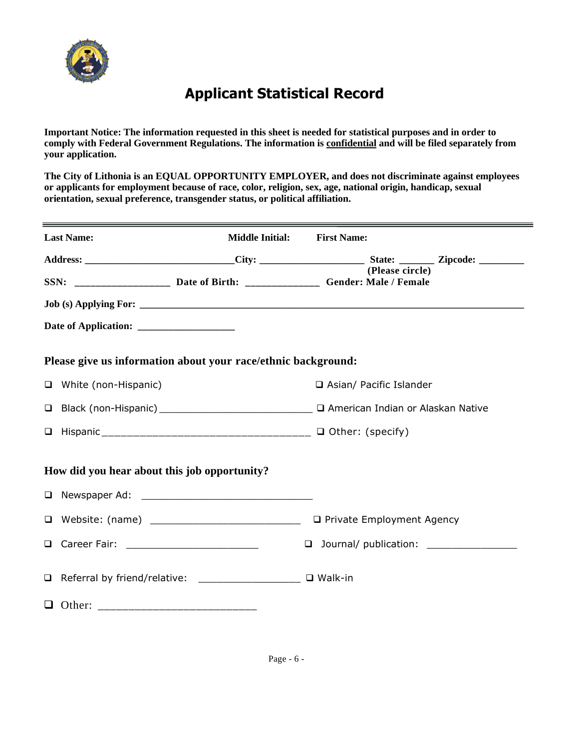# Applicant Statistical Record

**Important Notice: The information requested in this sheet is needed for statistical purposes and in order to comply with Federal Government Regulations. The information is <u>confidential</u> and will be filed separately from your application.**

**The City of Lithonia is an EQUAL OPPORTUNITY EMPLOYER, and does not discriminate against employees or applicants for employment because of race, color, religion, sex, age, national origin, handicap, sexual orientation, sexual preference, transgender status, or political affiliation.**

---

**Last Name:** **Middle Initial:** **First Name:**

**Address:** ____________________________**City:** ____________________ **State:** _______ **Zipcode:** _________

**SSN:** __________________ **Date of Birth:** ______________ **Gender: Male / Female** **(Please circle)**

**Job (s) Applying For:** ______________________________________________________________________________

**Date of Application:** ___________________

## Please give us information about your race/ethnic background:

- ❑ White (non-Hispanic)
- ❑ Asian/ Pacific Islander
- ❑ Black (non-Hispanic) _________________________
- ❑ American Indian or Alaskan Native
- ❑ Hispanic _________________________________
- ❑ Other: (specify)

## How did you hear about this job opportunity?

- ❑ Newspaper Ad: ____________________________
- ❑ Website: (name) _________________________
- ❑ Private Employment Agency
- ❑ Career Fair: ______________________
- ❑ Journal/ publication: _______________
- ❑ Referral by friend/relative: _________________
- ❑ Walk-in
- ❑ Other: __________________________